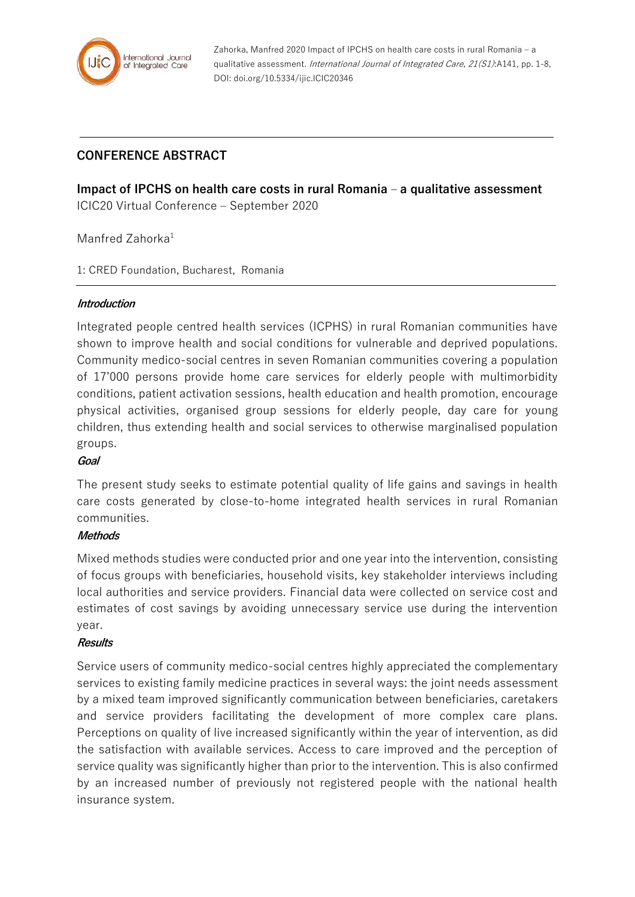Zahorka, Manfred 2020 Impact of IPCHS on health care costs in rural Romania – a qualitative assessment. *International Journal of Integrated Care, 21(S1)*:A141, pp. 1-8, DOI: doi.org/10.5334/ijic.ICIC20346

## CONFERENCE ABSTRACT

**Impact of IPCHS on health care costs in rural Romania – a qualitative assessment**
ICIC20 Virtual Conference – September 2020

Manfred Zahorka[1]

1: CRED Foundation, Bucharest, Romania

### *Introduction*

Integrated people centred health services (ICPHS) in rural Romanian communities have shown to improve health and social conditions for vulnerable and deprived populations. Community medico-social centres in seven Romanian communities covering a population of 17'000 persons provide home care services for elderly people with multimorbidity conditions, patient activation sessions, health education and health promotion, encourage physical activities, organised group sessions for elderly people, day care for young children, thus extending health and social services to otherwise marginalised population groups.

### *Goal*

The present study seeks to estimate potential quality of life gains and savings in health care costs generated by close-to-home integrated health services in rural Romanian communities.

### *Methods*

Mixed methods studies were conducted prior and one year into the intervention, consisting of focus groups with beneficiaries, household visits, key stakeholder interviews including local authorities and service providers. Financial data were collected on service cost and estimates of cost savings by avoiding unnecessary service use during the intervention year.

### *Results*

Service users of community medico-social centres highly appreciated the complementary services to existing family medicine practices in several ways: the joint needs assessment by a mixed team improved significantly communication between beneficiaries, caretakers and service providers facilitating the development of more complex care plans. Perceptions on quality of live increased significantly within the year of intervention, as did the satisfaction with available services. Access to care improved and the perception of service quality was significantly higher than prior to the intervention. This is also confirmed by an increased number of previously not registered people with the national health insurance system.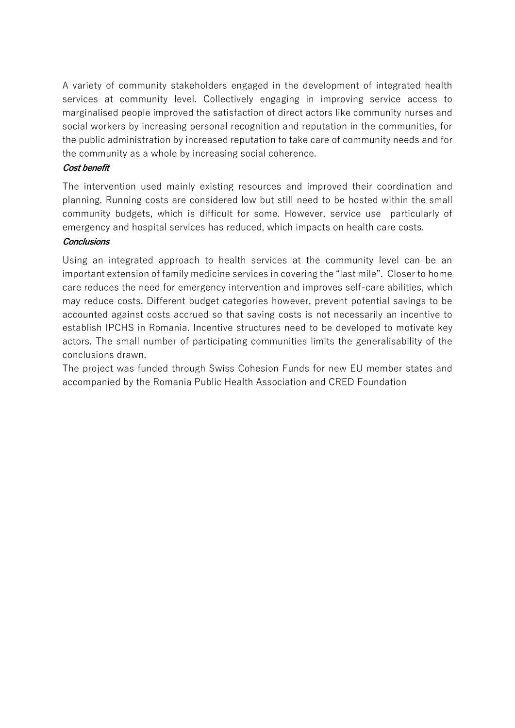A variety of community stakeholders engaged in the development of integrated health services at community level. Collectively engaging in improving service access to marginalised people improved the satisfaction of direct actors like community nurses and social workers by increasing personal recognition and reputation in the communities, for the public administration by increased reputation to take care of community needs and for the community as a whole by increasing social coherence.

***Cost benefit***

The intervention used mainly existing resources and improved their coordination and planning. Running costs are considered low but still need to be hosted within the small community budgets, which is difficult for some. However, service use particularly of emergency and hospital services has reduced, which impacts on health care costs.

***Conclusions***

Using an integrated approach to health services at the community level can be an important extension of family medicine services in covering the "last mile". Closer to home care reduces the need for emergency intervention and improves self-care abilities, which may reduce costs. Different budget categories however, prevent potential savings to be accounted against costs accrued so that saving costs is not necessarily an incentive to establish IPCHS in Romania. Incentive structures need to be developed to motivate key actors. The small number of participating communities limits the generalisability of the conclusions drawn.

The project was funded through Swiss Cohesion Funds for new EU member states and accompanied by the Romania Public Health Association and CRED Foundation